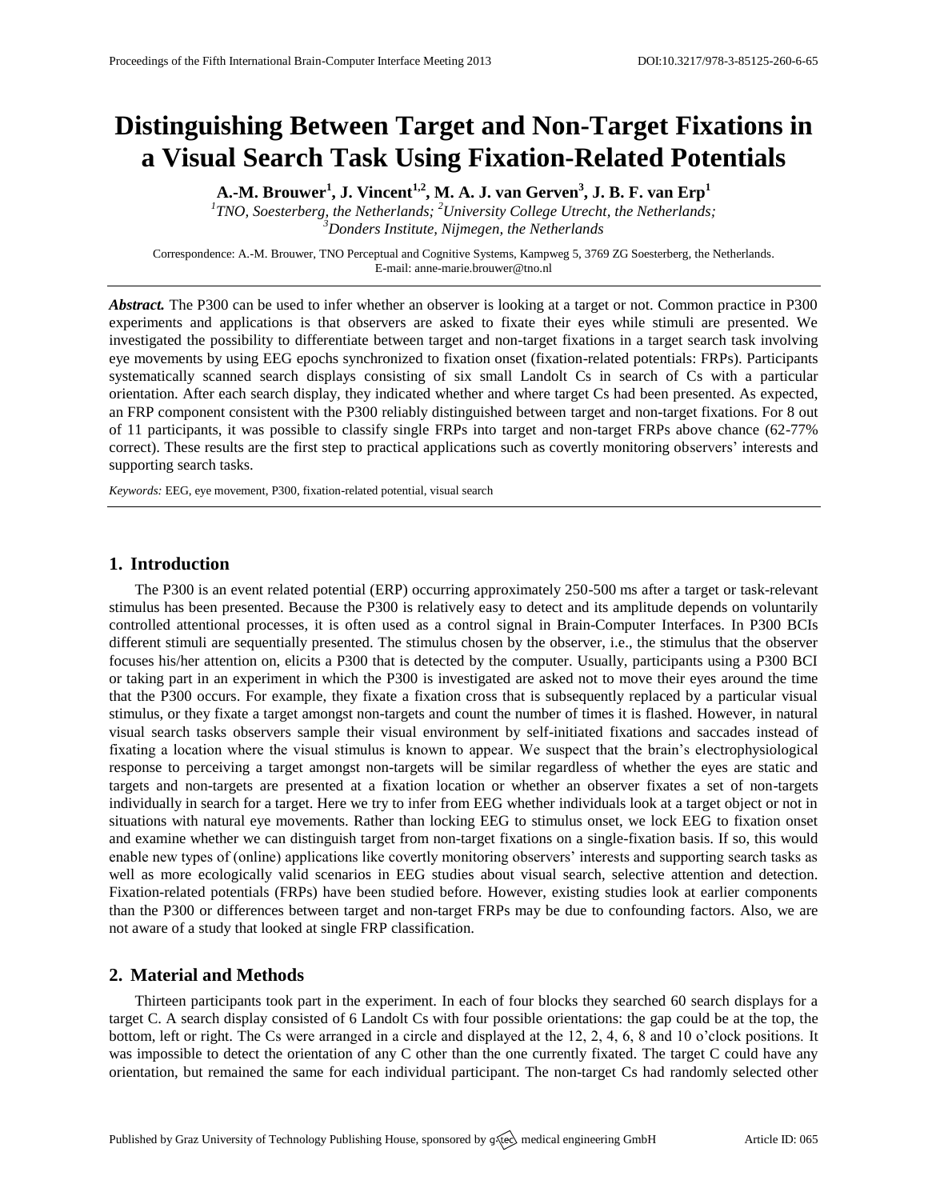# Distinguishing Between Target and Non-Target Fixations in a Visual Search Task Using Fixation-Related Potentials

**A.-M. Brouwer[1], J. Vincent[1,2], M. A. J. van Gerven[3], J. B. F. van Erp[1]**

*[1]TNO, Soesterberg, the Netherlands; [2]University College Utrecht, the Netherlands; [3]Donders Institute, Nijmegen, the Netherlands*

Correspondence: A.-M. Brouwer, TNO Perceptual and Cognitive Systems, Kampweg 5, 3769 ZG Soesterberg, the Netherlands. E-mail: anne-marie.brouwer@tno.nl

***Abstract.*** The P300 can be used to infer whether an observer is looking at a target or not. Common practice in P300 experiments and applications is that observers are asked to fixate their eyes while stimuli are presented. We investigated the possibility to differentiate between target and non-target fixations in a target search task involving eye movements by using EEG epochs synchronized to fixation onset (fixation-related potentials: FRPs). Participants systematically scanned search displays consisting of six small Landolt Cs in search of Cs with a particular orientation. After each search display, they indicated whether and where target Cs had been presented. As expected, an FRP component consistent with the P300 reliably distinguished between target and non-target fixations. For 8 out of 11 participants, it was possible to classify single FRPs into target and non-target FRPs above chance (62-77% correct). These results are the first step to practical applications such as covertly monitoring observers' interests and supporting search tasks.

*Keywords:* EEG, eye movement, P300, fixation-related potential, visual search

## 1. Introduction

The P300 is an event related potential (ERP) occurring approximately 250-500 ms after a target or task-relevant stimulus has been presented. Because the P300 is relatively easy to detect and its amplitude depends on voluntarily controlled attentional processes, it is often used as a control signal in Brain-Computer Interfaces. In P300 BCIs different stimuli are sequentially presented. The stimulus chosen by the observer, i.e., the stimulus that the observer focuses his/her attention on, elicits a P300 that is detected by the computer. Usually, participants using a P300 BCI or taking part in an experiment in which the P300 is investigated are asked not to move their eyes around the time that the P300 occurs. For example, they fixate a fixation cross that is subsequently replaced by a particular visual stimulus, or they fixate a target amongst non-targets and count the number of times it is flashed. However, in natural visual search tasks observers sample their visual environment by self-initiated fixations and saccades instead of fixating a location where the visual stimulus is known to appear. We suspect that the brain's electrophysiological response to perceiving a target amongst non-targets will be similar regardless of whether the eyes are static and targets and non-targets are presented at a fixation location or whether an observer fixates a set of non-targets individually in search for a target. Here we try to infer from EEG whether individuals look at a target object or not in situations with natural eye movements. Rather than locking EEG to stimulus onset, we lock EEG to fixation onset and examine whether we can distinguish target from non-target fixations on a single-fixation basis. If so, this would enable new types of (online) applications like covertly monitoring observers' interests and supporting search tasks as well as more ecologically valid scenarios in EEG studies about visual search, selective attention and detection. Fixation-related potentials (FRPs) have been studied before. However, existing studies look at earlier components than the P300 or differences between target and non-target FRPs may be due to confounding factors. Also, we are not aware of a study that looked at single FRP classification.

## 2. Material and Methods

Thirteen participants took part in the experiment. In each of four blocks they searched 60 search displays for a target C. A search display consisted of 6 Landolt Cs with four possible orientations: the gap could be at the top, the bottom, left or right. The Cs were arranged in a circle and displayed at the 12, 2, 4, 6, 8 and 10 o'clock positions. It was impossible to detect the orientation of any C other than the one currently fixated. The target C could have any orientation, but remained the same for each individual participant. The non-target Cs had randomly selected other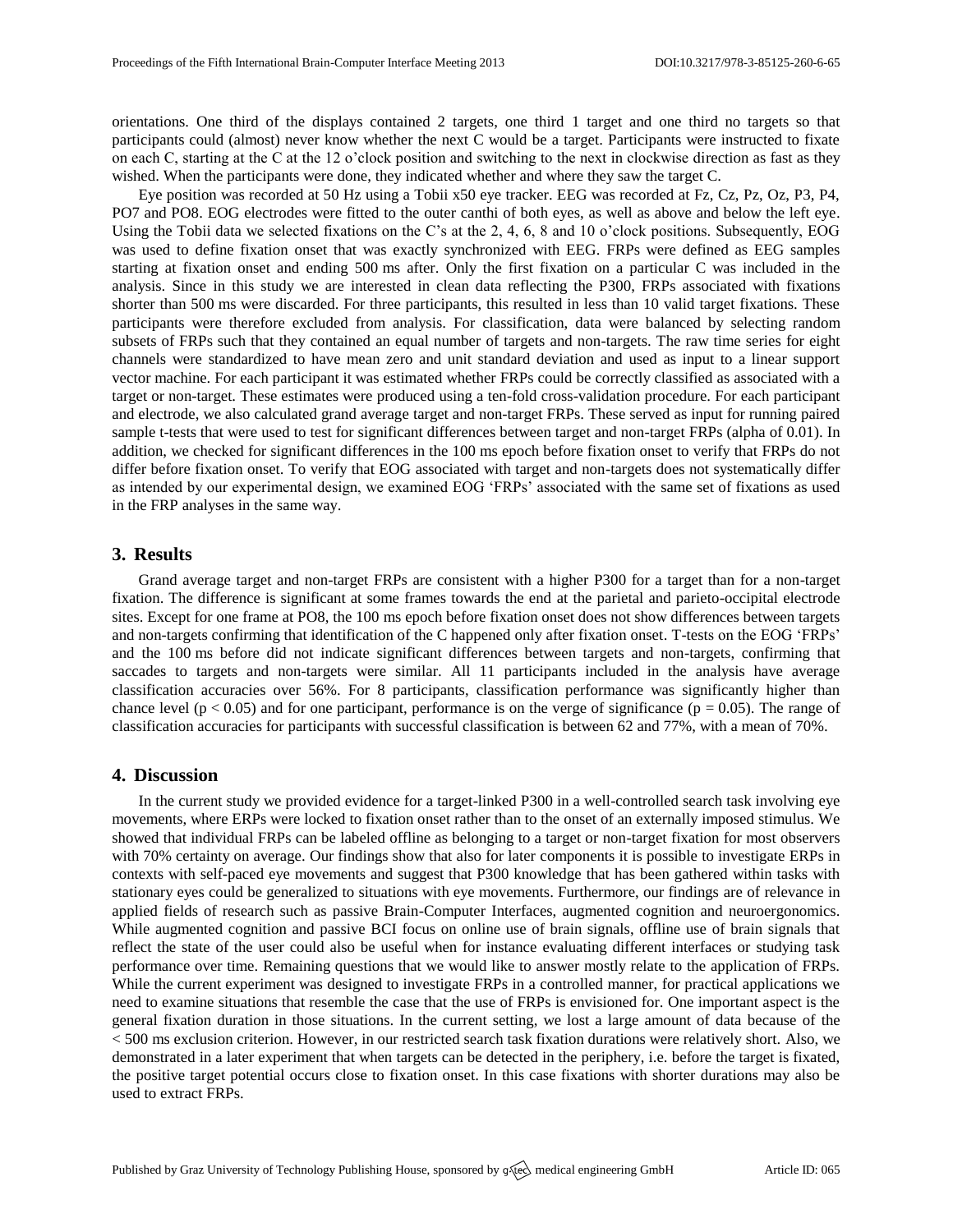orientations. One third of the displays contained 2 targets, one third 1 target and one third no targets so that participants could (almost) never know whether the next C would be a target. Participants were instructed to fixate on each C, starting at the C at the 12 o'clock position and switching to the next in clockwise direction as fast as they wished. When the participants were done, they indicated whether and where they saw the target C.

Eye position was recorded at 50 Hz using a Tobii x50 eye tracker. EEG was recorded at Fz, Cz, Pz, Oz, P3, P4, PO7 and PO8. EOG electrodes were fitted to the outer canthi of both eyes, as well as above and below the left eye. Using the Tobii data we selected fixations on the C's at the 2, 4, 6, 8 and 10 o'clock positions. Subsequently, EOG was used to define fixation onset that was exactly synchronized with EEG. FRPs were defined as EEG samples starting at fixation onset and ending 500 ms after. Only the first fixation on a particular C was included in the analysis. Since in this study we are interested in clean data reflecting the P300, FRPs associated with fixations shorter than 500 ms were discarded. For three participants, this resulted in less than 10 valid target fixations. These participants were therefore excluded from analysis. For classification, data were balanced by selecting random subsets of FRPs such that they contained an equal number of targets and non-targets. The raw time series for eight channels were standardized to have mean zero and unit standard deviation and used as input to a linear support vector machine. For each participant it was estimated whether FRPs could be correctly classified as associated with a target or non-target. These estimates were produced using a ten-fold cross-validation procedure. For each participant and electrode, we also calculated grand average target and non-target FRPs. These served as input for running paired sample t-tests that were used to test for significant differences between target and non-target FRPs (alpha of 0.01). In addition, we checked for significant differences in the 100 ms epoch before fixation onset to verify that FRPs do not differ before fixation onset. To verify that EOG associated with target and non-targets does not systematically differ as intended by our experimental design, we examined EOG 'FRPs' associated with the same set of fixations as used in the FRP analyses in the same way.

## 3. Results

Grand average target and non-target FRPs are consistent with a higher P300 for a target than for a non-target fixation. The difference is significant at some frames towards the end at the parietal and parieto-occipital electrode sites. Except for one frame at PO8, the 100 ms epoch before fixation onset does not show differences between targets and non-targets confirming that identification of the C happened only after fixation onset. T-tests on the EOG 'FRPs' and the 100 ms before did not indicate significant differences between targets and non-targets, confirming that saccades to targets and non-targets were similar. All 11 participants included in the analysis have average classification accuracies over 56%. For 8 participants, classification performance was significantly higher than chance level ($p < 0.05$) and for one participant, performance is on the verge of significance ($p = 0.05$). The range of classification accuracies for participants with successful classification is between 62 and 77%, with a mean of 70%.

## 4. Discussion

In the current study we provided evidence for a target-linked P300 in a well-controlled search task involving eye movements, where ERPs were locked to fixation onset rather than to the onset of an externally imposed stimulus. We showed that individual FRPs can be labeled offline as belonging to a target or non-target fixation for most observers with 70% certainty on average. Our findings show that also for later components it is possible to investigate ERPs in contexts with self-paced eye movements and suggest that P300 knowledge that has been gathered within tasks with stationary eyes could be generalized to situations with eye movements. Furthermore, our findings are of relevance in applied fields of research such as passive Brain-Computer Interfaces, augmented cognition and neuroergonomics. While augmented cognition and passive BCI focus on online use of brain signals, offline use of brain signals that reflect the state of the user could also be useful when for instance evaluating different interfaces or studying task performance over time. Remaining questions that we would like to answer mostly relate to the application of FRPs. While the current experiment was designed to investigate FRPs in a controlled manner, for practical applications we need to examine situations that resemble the case that the use of FRPs is envisioned for. One important aspect is the general fixation duration in those situations. In the current setting, we lost a large amount of data because of the < 500 ms exclusion criterion. However, in our restricted search task fixation durations were relatively short. Also, we demonstrated in a later experiment that when targets can be detected in the periphery, i.e. before the target is fixated, the positive target potential occurs close to fixation onset. In this case fixations with shorter durations may also be used to extract FRPs.